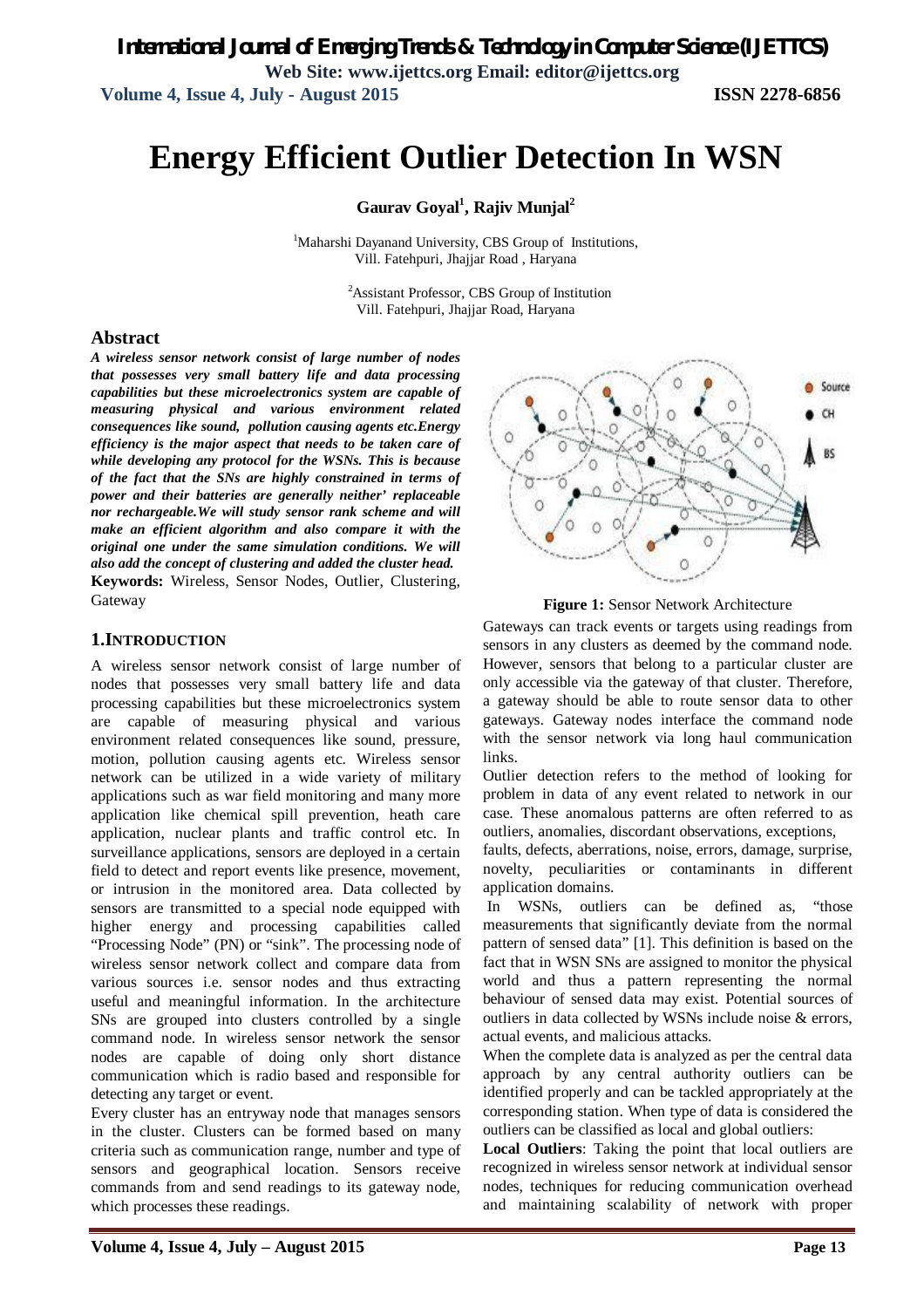# Energy Efficient Outlier Detection In WSN

**Gaurav Goyal[1], Rajiv Munjal[2]**

[1]Maharshi Dayanand University, CBS Group of Institutions, Vill. Fatehpuri, Jhajjar Road , Haryana

[2]Assistant Professor, CBS Group of Institution Vill. Fatehpuri, Jhajjar Road, Haryana

## Abstract

***A wireless sensor network consist of large number of nodes that possesses very small battery life and data processing capabilities but these microelectronics system are capable of measuring physical and various environment related consequences like sound, pollution causing agents etc.Energy efficiency is the major aspect that needs to be taken care of while developing any protocol for the WSNs. This is because of the fact that the SNs are highly constrained in terms of power and their batteries are generally neither' replaceable nor rechargeable.We will study sensor rank scheme and will make an efficient algorithm and also compare it with the original one under the same simulation conditions. We will also add the concept of clustering and added the cluster head.***

**Keywords:** Wireless, Sensor Nodes, Outlier, Clustering, Gateway

## 1.INTRODUCTION

A wireless sensor network consist of large number of nodes that possesses very small battery life and data processing capabilities but these microelectronics system are capable of measuring physical and various environment related consequences like sound, pressure, motion, pollution causing agents etc. Wireless sensor network can be utilized in a wide variety of military applications such as war field monitoring and many more application like chemical spill prevention, heath care application, nuclear plants and traffic control etc. In surveillance applications, sensors are deployed in a certain field to detect and report events like presence, movement, or intrusion in the monitored area. Data collected by sensors are transmitted to a special node equipped with higher energy and processing capabilities called "Processing Node" (PN) or "sink". The processing node of wireless sensor network collect and compare data from various sources i.e. sensor nodes and thus extracting useful and meaningful information. In the architecture SNs are grouped into clusters controlled by a single command node. In wireless sensor network the sensor nodes are capable of doing only short distance communication which is radio based and responsible for detecting any target or event.

Every cluster has an entryway node that manages sensors in the cluster. Clusters can be formed based on many criteria such as communication range, number and type of sensors and geographical location. Sensors receive commands from and send readings to its gateway node, which processes these readings.

**Figure 1:** Sensor Network Architecture

Gateways can track events or targets using readings from sensors in any clusters as deemed by the command node. However, sensors that belong to a particular cluster are only accessible via the gateway of that cluster. Therefore, a gateway should be able to route sensor data to other gateways. Gateway nodes interface the command node with the sensor network via long haul communication links.

Outlier detection refers to the method of looking for problem in data of any event related to network in our case. These anomalous patterns are often referred to as outliers, anomalies, discordant observations, exceptions, faults, defects, aberrations, noise, errors, damage, surprise, novelty, peculiarities or contaminants in different application domains.

In WSNs, outliers can be defined as, "those measurements that significantly deviate from the normal pattern of sensed data" [1]. This definition is based on the fact that in WSN SNs are assigned to monitor the physical world and thus a pattern representing the normal behaviour of sensed data may exist. Potential sources of outliers in data collected by WSNs include noise & errors, actual events, and malicious attacks.

When the complete data is analyzed as per the central data approach by any central authority outliers can be identified properly and can be tackled appropriately at the corresponding station. When type of data is considered the outliers can be classified as local and global outliers:

**Local Outliers**: Taking the point that local outliers are recognized in wireless sensor network at individual sensor nodes, techniques for reducing communication overhead and maintaining scalability of network with proper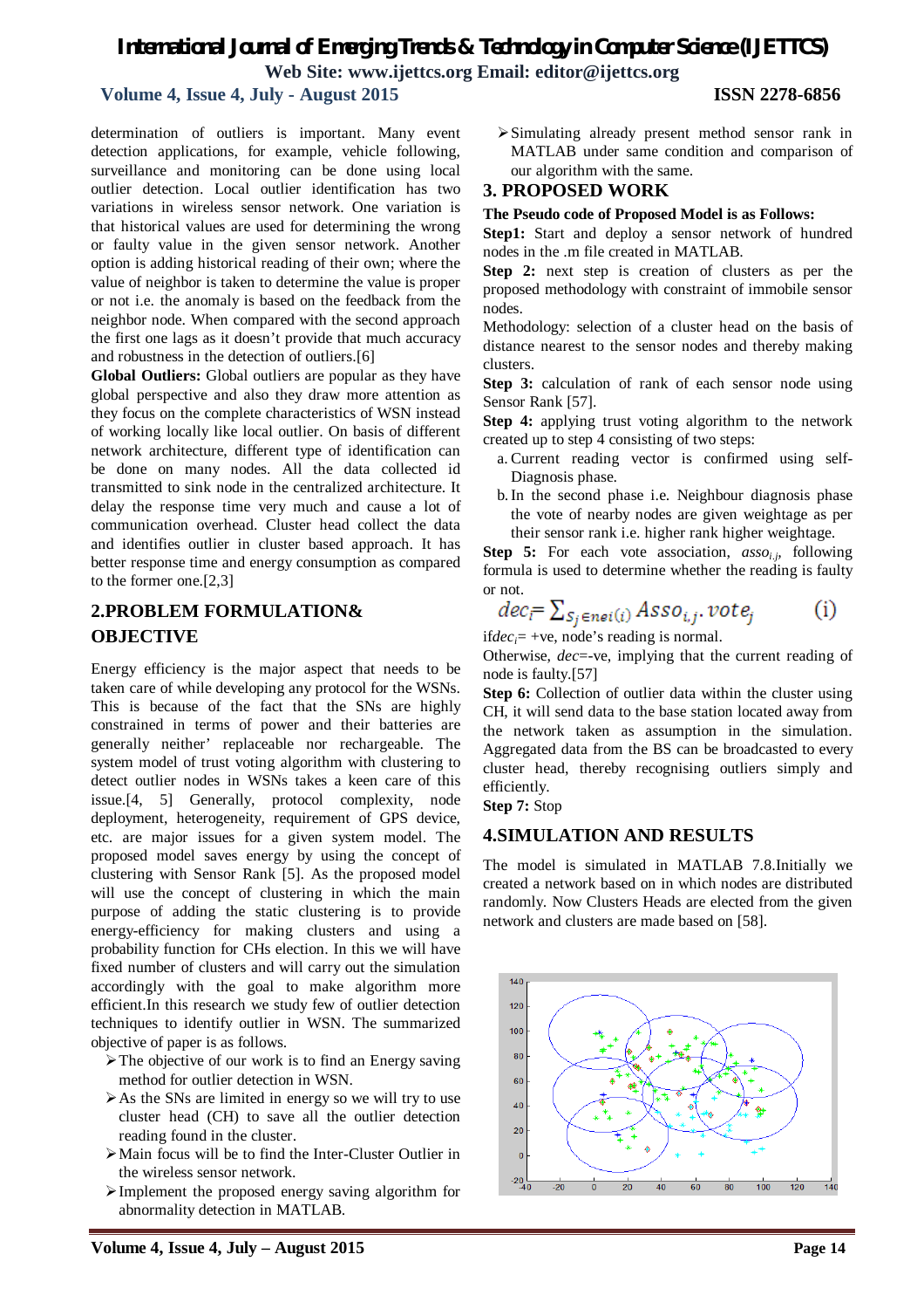determination of outliers is important. Many event detection applications, for example, vehicle following, surveillance and monitoring can be done using local outlier detection. Local outlier identification has two variations in wireless sensor network. One variation is that historical values are used for determining the wrong or faulty value in the given sensor network. Another option is adding historical reading of their own; where the value of neighbor is taken to determine the value is proper or not i.e. the anomaly is based on the feedback from the neighbor node. When compared with the second approach the first one lags as it doesn't provide that much accuracy and robustness in the detection of outliers.[6]

**Global Outliers:** Global outliers are popular as they have global perspective and also they draw more attention as they focus on the complete characteristics of WSN instead of working locally like local outlier. On basis of different network architecture, different type of identification can be done on many nodes. All the data collected id transmitted to sink node in the centralized architecture. It delay the response time very much and cause a lot of communication overhead. Cluster head collect the data and identifies outlier in cluster based approach. It has better response time and energy consumption as compared to the former one.[2,3]

## 2.PROBLEM FORMULATION& OBJECTIVE

Energy efficiency is the major aspect that needs to be taken care of while developing any protocol for the WSNs. This is because of the fact that the SNs are highly constrained in terms of power and their batteries are generally neither' replaceable nor rechargeable. The system model of trust voting algorithm with clustering to detect outlier nodes in WSNs takes a keen care of this issue.[4, 5] Generally, protocol complexity, node deployment, heterogeneity, requirement of GPS device, etc. are major issues for a given system model. The proposed model saves energy by using the concept of clustering with Sensor Rank [5]. As the proposed model will use the concept of clustering in which the main purpose of adding the static clustering is to provide energy-efficiency for making clusters and using a probability function for CHs election. In this we will have fixed number of clusters and will carry out the simulation accordingly with the goal to make algorithm more efficient.In this research we study few of outlier detection techniques to identify outlier in WSN. The summarized objective of paper is as follows.

- The objective of our work is to find an Energy saving method for outlier detection in WSN.
- As the SNs are limited in energy so we will try to use cluster head (CH) to save all the outlier detection reading found in the cluster.
- Main focus will be to find the Inter-Cluster Outlier in the wireless sensor network.
- Implement the proposed energy saving algorithm for abnormality detection in MATLAB.
- Simulating already present method sensor rank in MATLAB under same condition and comparison of our algorithm with the same.

## 3. PROPOSED WORK

**The Pseudo code of Proposed Model is as Follows:**

**Step1:** Start and deploy a sensor network of hundred nodes in the .m file created in MATLAB.

**Step 2:** next step is creation of clusters as per the proposed methodology with constraint of immobile sensor nodes.

Methodology: selection of a cluster head on the basis of distance nearest to the sensor nodes and thereby making clusters.

**Step 3:** calculation of rank of each sensor node using Sensor Rank [57].

**Step 4:** applying trust voting algorithm to the network created up to step 4 consisting of two steps:

a. Current reading vector is confirmed using self-Diagnosis phase.

b. In the second phase i.e. Neighbour diagnosis phase the vote of nearby nodes are given weightage as per their sensor rank i.e. higher rank higher weightage.

**Step 5:** For each vote association, $asso_{i,j}$, following formula is used to determine whether the reading is faulty or not.

$$dec_i = \sum_{S_j \in nei(i)} Asso_{i,j}.vote_j \qquad \text{(i)}$$

if$dec_i$= +ve, node's reading is normal.

Otherwise, *dec*=-ve, implying that the current reading of node is faulty.[57]

**Step 6:** Collection of outlier data within the cluster using CH, it will send data to the base station located away from the network taken as assumption in the simulation. Aggregated data from the BS can be broadcasted to every cluster head, thereby recognising outliers simply and efficiently.

**Step 7:** Stop

## 4.SIMULATION AND RESULTS

The model is simulated in MATLAB 7.8.Initially we created a network based on in which nodes are distributed randomly. Now Clusters Heads are elected from the given network and clusters are made based on [58].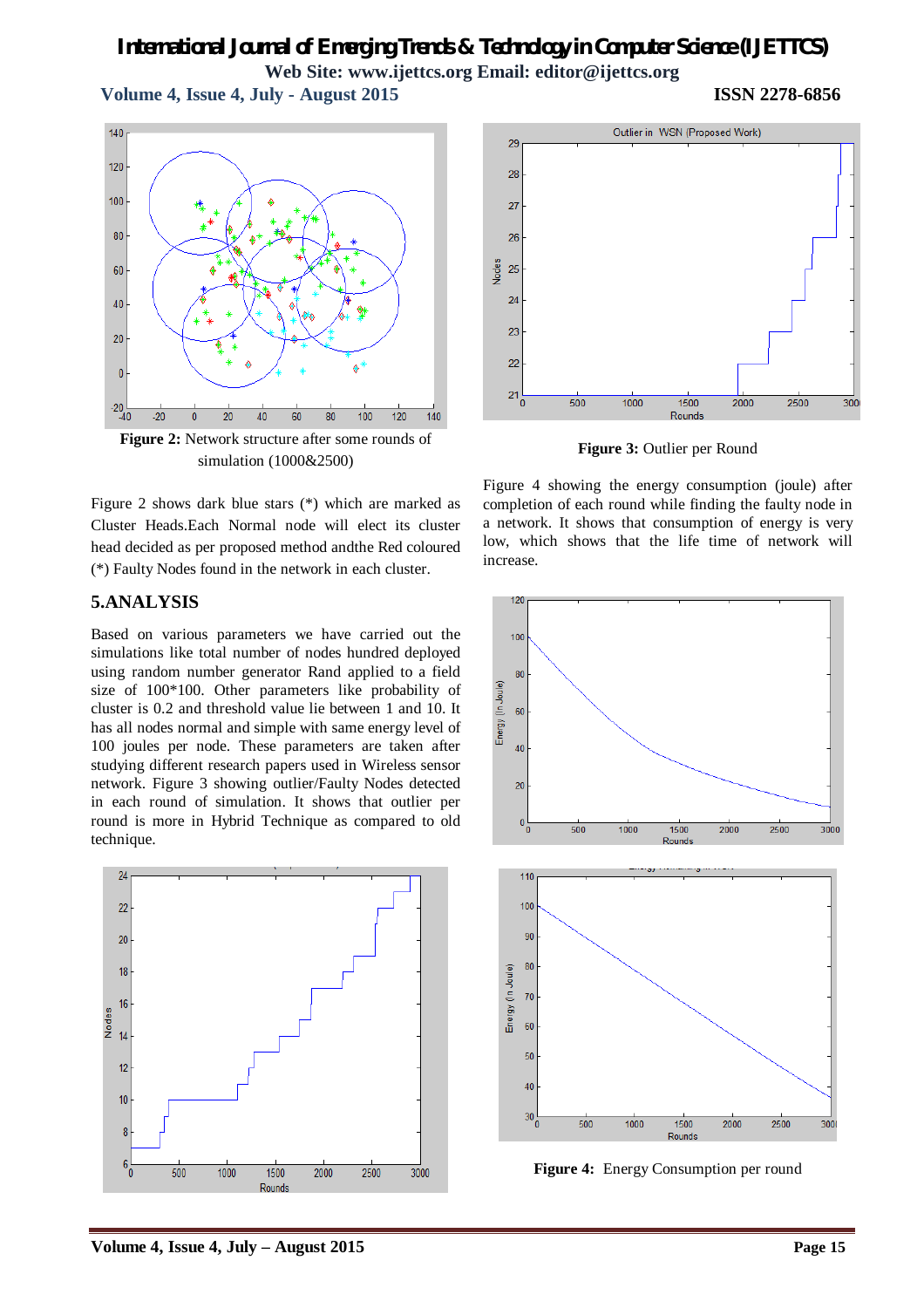**Figure 2:** Network structure after some rounds of simulation (1000&2500)

Figure 2 shows dark blue stars (*) which are marked as Cluster Heads.Each Normal node will elect its cluster head decided as per proposed method andthe Red coloured (*) Faulty Nodes found in the network in each cluster.

## 5.ANALYSIS

Based on various parameters we have carried out the simulations like total number of nodes hundred deployed using random number generator Rand applied to a field size of 100*100. Other parameters like probability of cluster is 0.2 and threshold value lie between 1 and 10. It has all nodes normal and simple with same energy level of 100 joules per node. These parameters are taken after studying different research papers used in Wireless sensor network. Figure 3 showing outlier/Faulty Nodes detected in each round of simulation. It shows that outlier per round is more in Hybrid Technique as compared to old technique.

**Figure 3:** Outlier per Round

Figure 4 showing the energy consumption (joule) after completion of each round while finding the faulty node in a network. It shows that consumption of energy is very low, which shows that the life time of network will increase.

**Figure 4:** Energy Consumption per round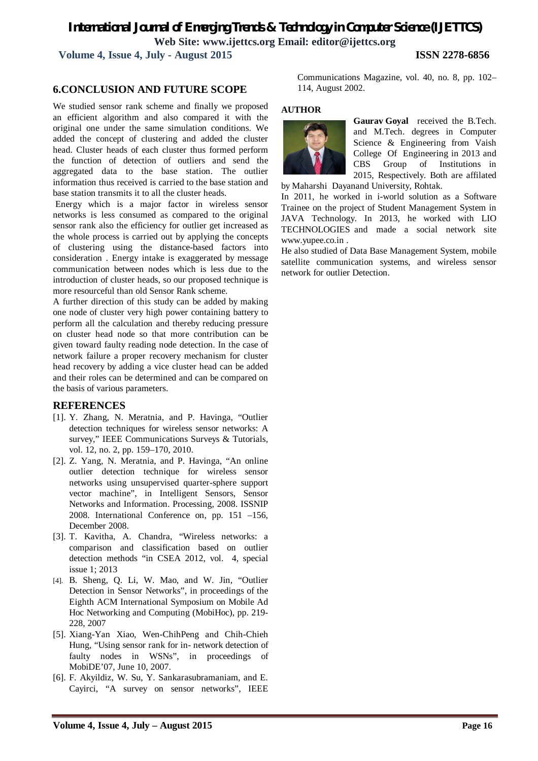## 6.CONCLUSION AND FUTURE SCOPE

We studied sensor rank scheme and finally we proposed an efficient algorithm and also compared it with the original one under the same simulation conditions. We added the concept of clustering and added the cluster head. Cluster heads of each cluster thus formed perform the function of detection of outliers and send the aggregated data to the base station. The outlier information thus received is carried to the base station and base station transmits it to all the cluster heads.

Energy which is a major factor in wireless sensor networks is less consumed as compared to the original sensor rank also the efficiency for outlier get increased as the whole process is carried out by applying the concepts of clustering using the distance-based factors into consideration . Energy intake is exaggerated by message communication between nodes which is less due to the introduction of cluster heads, so our proposed technique is more resourceful than old Sensor Rank scheme.

A further direction of this study can be added by making one node of cluster very high power containing battery to perform all the calculation and thereby reducing pressure on cluster head node so that more contribution can be given toward faulty reading node detection. In the case of network failure a proper recovery mechanism for cluster head recovery by adding a vice cluster head can be added and their roles can be determined and can be compared on the basis of various parameters.

## REFERENCES

[1]. Y. Zhang, N. Meratnia, and P. Havinga, "Outlier detection techniques for wireless sensor networks: A survey," IEEE Communications Surveys & Tutorials, vol. 12, no. 2, pp. 159–170, 2010.

[2]. Z. Yang, N. Meratnia, and P. Havinga, "An online outlier detection technique for wireless sensor networks using unsupervised quarter-sphere support vector machine", in Intelligent Sensors, Sensor Networks and Information. Processing, 2008. ISSNIP 2008. International Conference on, pp. 151 –156, December 2008.

[3]. T. Kavitha, A. Chandra, "Wireless networks: a comparison and classification based on outlier detection methods "in CSEA 2012, vol. 4, special issue 1; 2013

[4]. B. Sheng, Q. Li, W. Mao, and W. Jin, "Outlier Detection in Sensor Networks", in proceedings of the Eighth ACM International Symposium on Mobile Ad Hoc Networking and Computing (MobiHoc), pp. 219-228, 2007

[5]. Xiang-Yan Xiao, Wen-ChihPeng and Chih-Chieh Hung, "Using sensor rank for in- network detection of faulty nodes in WSNs", in proceedings of MobiDE'07, June 10, 2007.

[6]. F. Akyildiz, W. Su, Y. Sankarasubramaniam, and E. Cayirci, "A survey on sensor networks", IEEE Communications Magazine, vol. 40, no. 8, pp. 102–114, August 2002.

### AUTHOR

**Gaurav Goyal** received the B.Tech. and M.Tech. degrees in Computer Science & Engineering from Vaish College Of Engineering in 2013 and CBS Group of Institutions in 2015, Respectively. Both are affilated by Maharshi Dayanand University, Rohtak.

In 2011, he worked in i-world solution as a Software Trainee on the project of Student Management System in JAVA Technology. In 2013, he worked with LIO TECHNOLOGIES and made a social network site www.yupee.co.in .

He also studied of Data Base Management System, mobile satellite communication systems, and wireless sensor network for outlier Detection.